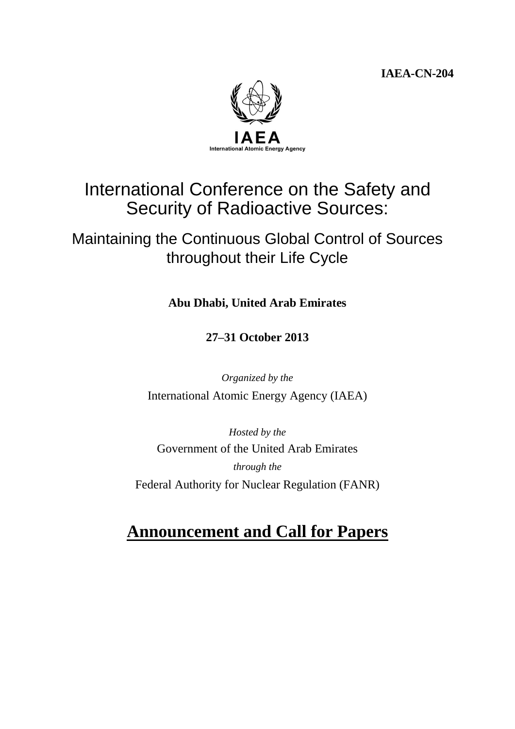**IAEA-CN-204**

IAEA

International Atomic Energy Agency

# International Conference on the Safety and Security of Radioactive Sources:

## Maintaining the Continuous Global Control of Sources throughout their Life Cycle

**Abu Dhabi, United Arab Emirates**

**27–31 October 2013**

*Organized by the*

International Atomic Energy Agency (IAEA)

*Hosted by the*

Government of the United Arab Emirates

*through the*

Federal Authority for Nuclear Regulation (FANR)

# Announcement and Call for Papers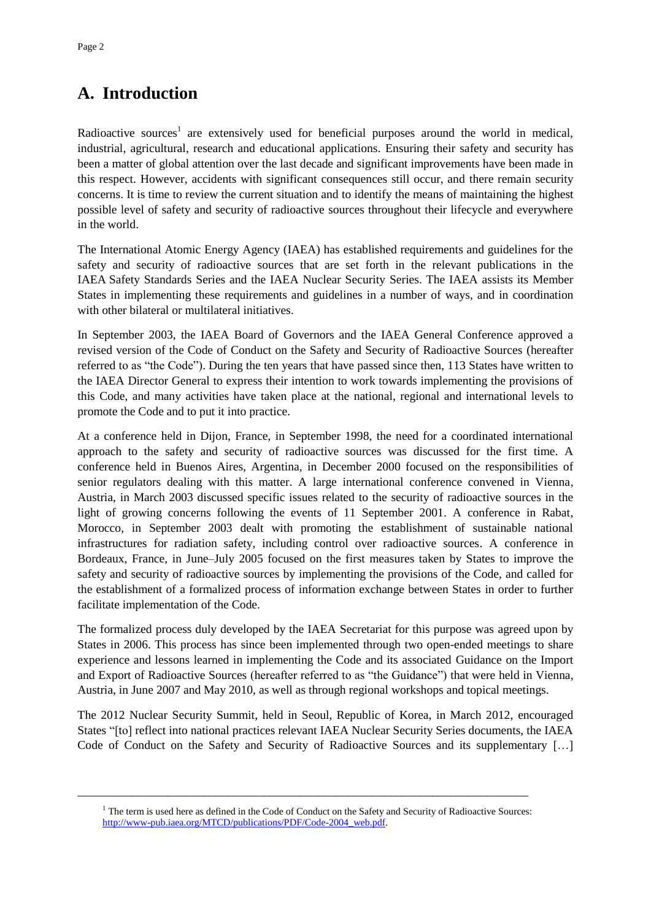# A. Introduction

Radioactive sources[1] are extensively used for beneficial purposes around the world in medical, industrial, agricultural, research and educational applications. Ensuring their safety and security has been a matter of global attention over the last decade and significant improvements have been made in this respect. However, accidents with significant consequences still occur, and there remain security concerns. It is time to review the current situation and to identify the means of maintaining the highest possible level of safety and security of radioactive sources throughout their lifecycle and everywhere in the world.

The International Atomic Energy Agency (IAEA) has established requirements and guidelines for the safety and security of radioactive sources that are set forth in the relevant publications in the IAEA Safety Standards Series and the IAEA Nuclear Security Series. The IAEA assists its Member States in implementing these requirements and guidelines in a number of ways, and in coordination with other bilateral or multilateral initiatives.

In September 2003, the IAEA Board of Governors and the IAEA General Conference approved a revised version of the Code of Conduct on the Safety and Security of Radioactive Sources (hereafter referred to as "the Code"). During the ten years that have passed since then, 113 States have written to the IAEA Director General to express their intention to work towards implementing the provisions of this Code, and many activities have taken place at the national, regional and international levels to promote the Code and to put it into practice.

At a conference held in Dijon, France, in September 1998, the need for a coordinated international approach to the safety and security of radioactive sources was discussed for the first time. A conference held in Buenos Aires, Argentina, in December 2000 focused on the responsibilities of senior regulators dealing with this matter. A large international conference convened in Vienna, Austria, in March 2003 discussed specific issues related to the security of radioactive sources in the light of growing concerns following the events of 11 September 2001. A conference in Rabat, Morocco, in September 2003 dealt with promoting the establishment of sustainable national infrastructures for radiation safety, including control over radioactive sources. A conference in Bordeaux, France, in June–July 2005 focused on the first measures taken by States to improve the safety and security of radioactive sources by implementing the provisions of the Code, and called for the establishment of a formalized process of information exchange between States in order to further facilitate implementation of the Code.

The formalized process duly developed by the IAEA Secretariat for this purpose was agreed upon by States in 2006. This process has since been implemented through two open-ended meetings to share experience and lessons learned in implementing the Code and its associated Guidance on the Import and Export of Radioactive Sources (hereafter referred to as "the Guidance") that were held in Vienna, Austria, in June 2007 and May 2010, as well as through regional workshops and topical meetings.

The 2012 Nuclear Security Summit, held in Seoul, Republic of Korea, in March 2012, encouraged States "[to] reflect into national practices relevant IAEA Nuclear Security Series documents, the IAEA Code of Conduct on the Safety and Security of Radioactive Sources and its supplementary […]

---

[1] The term is used here as defined in the Code of Conduct on the Safety and Security of Radioactive Sources: http://www-pub.iaea.org/MTCD/publications/PDF/Code-2004_web.pdf.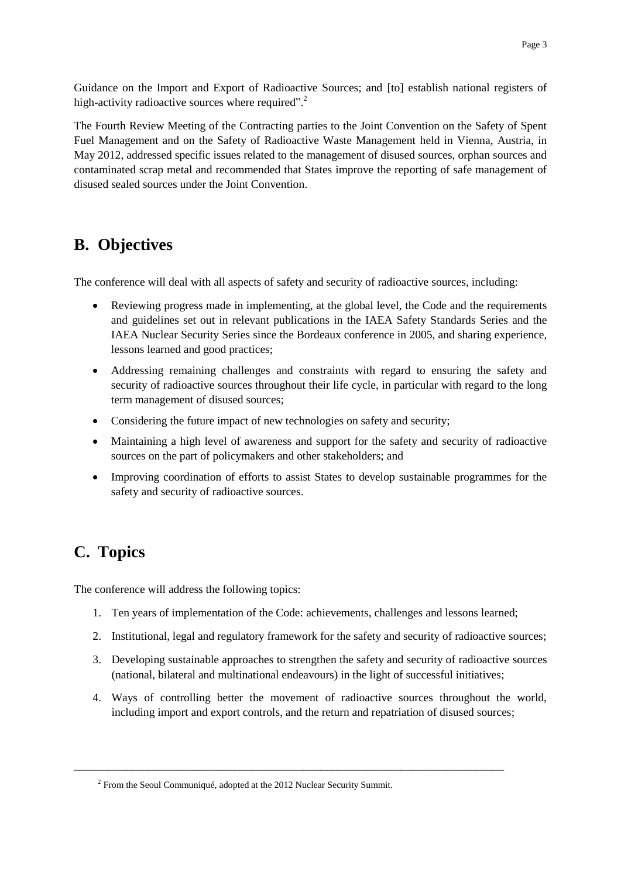Guidance on the Import and Export of Radioactive Sources; and [to] establish national registers of high-activity radioactive sources where required".[2]

The Fourth Review Meeting of the Contracting parties to the Joint Convention on the Safety of Spent Fuel Management and on the Safety of Radioactive Waste Management held in Vienna, Austria, in May 2012, addressed specific issues related to the management of disused sources, orphan sources and contaminated scrap metal and recommended that States improve the reporting of safe management of disused sealed sources under the Joint Convention.

## B. Objectives

The conference will deal with all aspects of safety and security of radioactive sources, including:

- Reviewing progress made in implementing, at the global level, the Code and the requirements and guidelines set out in relevant publications in the IAEA Safety Standards Series and the IAEA Nuclear Security Series since the Bordeaux conference in 2005, and sharing experience, lessons learned and good practices;
- Addressing remaining challenges and constraints with regard to ensuring the safety and security of radioactive sources throughout their life cycle, in particular with regard to the long term management of disused sources;
- Considering the future impact of new technologies on safety and security;
- Maintaining a high level of awareness and support for the safety and security of radioactive sources on the part of policymakers and other stakeholders; and
- Improving coordination of efforts to assist States to develop sustainable programmes for the safety and security of radioactive sources.

## C. Topics

The conference will address the following topics:

1. Ten years of implementation of the Code: achievements, challenges and lessons learned;
2. Institutional, legal and regulatory framework for the safety and security of radioactive sources;
3. Developing sustainable approaches to strengthen the safety and security of radioactive sources (national, bilateral and multinational endeavours) in the light of successful initiatives;
4. Ways of controlling better the movement of radioactive sources throughout the world, including import and export controls, and the return and repatriation of disused sources;

[2] From the Seoul Communiqué, adopted at the 2012 Nuclear Security Summit.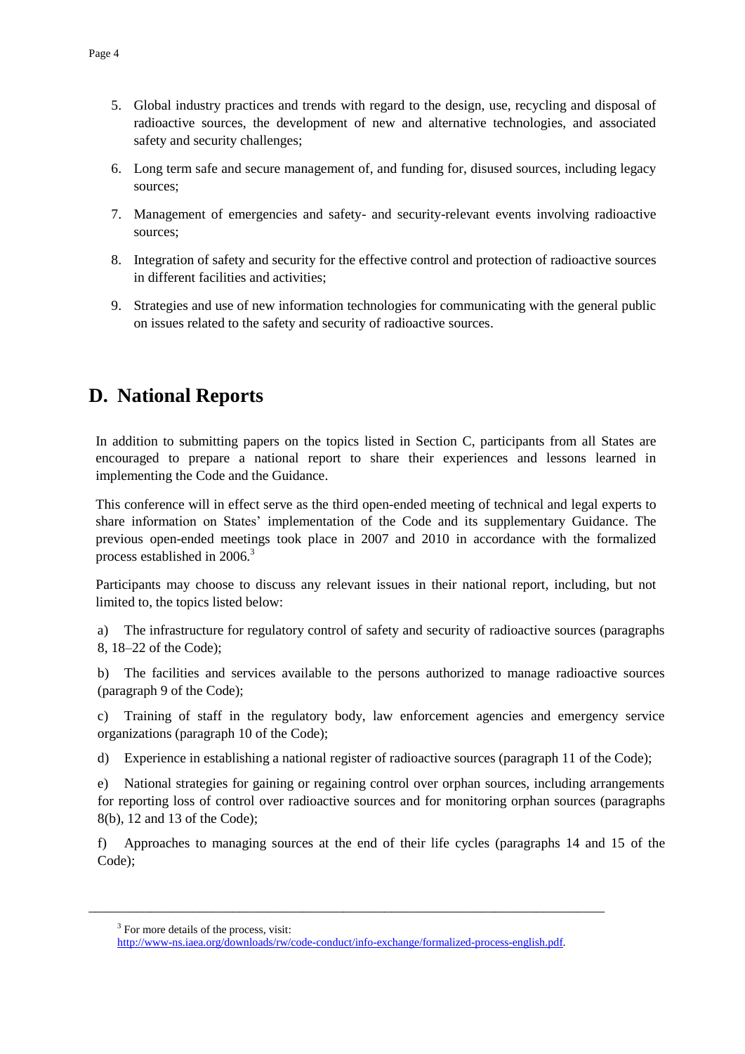5. Global industry practices and trends with regard to the design, use, recycling and disposal of radioactive sources, the development of new and alternative technologies, and associated safety and security challenges;
6. Long term safe and secure management of, and funding for, disused sources, including legacy sources;
7. Management of emergencies and safety- and security-relevant events involving radioactive sources;
8. Integration of safety and security for the effective control and protection of radioactive sources in different facilities and activities;
9. Strategies and use of new information technologies for communicating with the general public on issues related to the safety and security of radioactive sources.

## D. National Reports

In addition to submitting papers on the topics listed in Section C, participants from all States are encouraged to prepare a national report to share their experiences and lessons learned in implementing the Code and the Guidance.

This conference will in effect serve as the third open-ended meeting of technical and legal experts to share information on States' implementation of the Code and its supplementary Guidance. The previous open-ended meetings took place in 2007 and 2010 in accordance with the formalized process established in 2006.[3]

Participants may choose to discuss any relevant issues in their national report, including, but not limited to, the topics listed below:

a) The infrastructure for regulatory control of safety and security of radioactive sources (paragraphs 8, 18–22 of the Code);

b) The facilities and services available to the persons authorized to manage radioactive sources (paragraph 9 of the Code);

c) Training of staff in the regulatory body, law enforcement agencies and emergency service organizations (paragraph 10 of the Code);

d) Experience in establishing a national register of radioactive sources (paragraph 11 of the Code);

e) National strategies for gaining or regaining control over orphan sources, including arrangements for reporting loss of control over radioactive sources and for monitoring orphan sources (paragraphs 8(b), 12 and 13 of the Code);

f) Approaches to managing sources at the end of their life cycles (paragraphs 14 and 15 of the Code);

---

[3] For more details of the process, visit: http://www-ns.iaea.org/downloads/rw/code-conduct/info-exchange/formalized-process-english.pdf.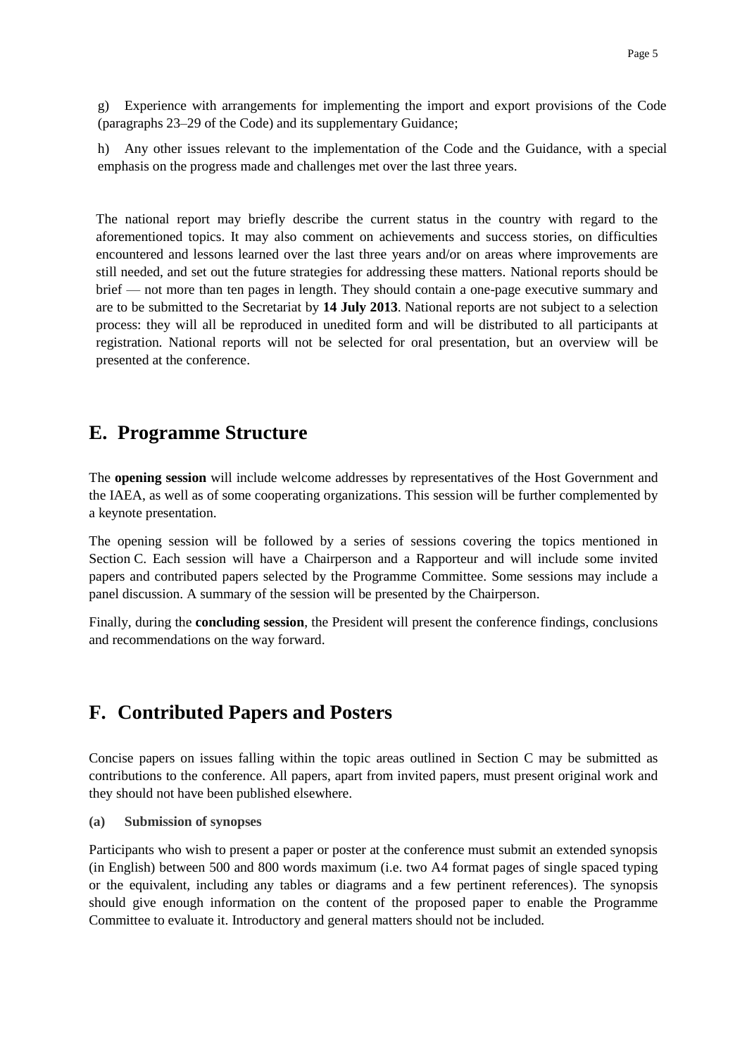g) Experience with arrangements for implementing the import and export provisions of the Code (paragraphs 23–29 of the Code) and its supplementary Guidance;

h) Any other issues relevant to the implementation of the Code and the Guidance, with a special emphasis on the progress made and challenges met over the last three years.

The national report may briefly describe the current status in the country with regard to the aforementioned topics. It may also comment on achievements and success stories, on difficulties encountered and lessons learned over the last three years and/or on areas where improvements are still needed, and set out the future strategies for addressing these matters. National reports should be brief — not more than ten pages in length. They should contain a one-page executive summary and are to be submitted to the Secretariat by **14 July 2013**. National reports are not subject to a selection process: they will all be reproduced in unedited form and will be distributed to all participants at registration. National reports will not be selected for oral presentation, but an overview will be presented at the conference.

# E. Programme Structure

The **opening session** will include welcome addresses by representatives of the Host Government and the IAEA, as well as of some cooperating organizations. This session will be further complemented by a keynote presentation.

The opening session will be followed by a series of sessions covering the topics mentioned in Section C. Each session will have a Chairperson and a Rapporteur and will include some invited papers and contributed papers selected by the Programme Committee. Some sessions may include a panel discussion. A summary of the session will be presented by the Chairperson.

Finally, during the **concluding session**, the President will present the conference findings, conclusions and recommendations on the way forward.

# F. Contributed Papers and Posters

Concise papers on issues falling within the topic areas outlined in Section C may be submitted as contributions to the conference. All papers, apart from invited papers, must present original work and they should not have been published elsewhere.

**(a) Submission of synopses**

Participants who wish to present a paper or poster at the conference must submit an extended synopsis (in English) between 500 and 800 words maximum (i.e. two A4 format pages of single spaced typing or the equivalent, including any tables or diagrams and a few pertinent references). The synopsis should give enough information on the content of the proposed paper to enable the Programme Committee to evaluate it. Introductory and general matters should not be included.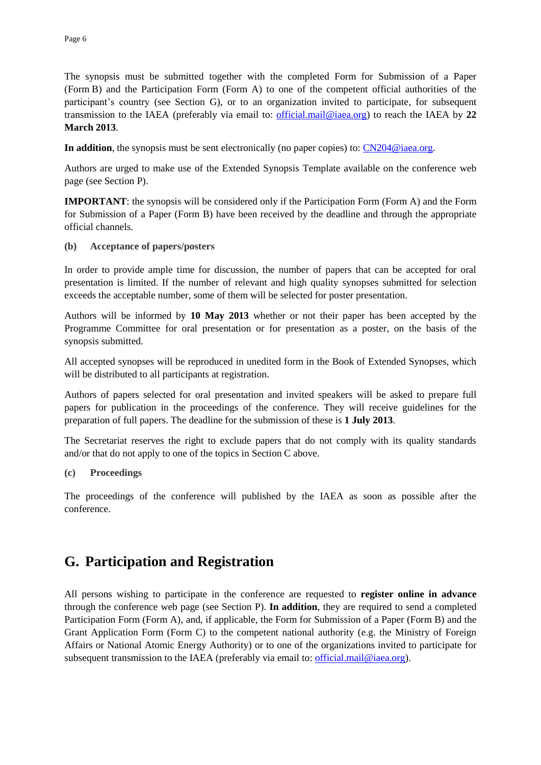The synopsis must be submitted together with the completed Form for Submission of a Paper (Form B) and the Participation Form (Form A) to one of the competent official authorities of the participant's country (see Section G), or to an organization invited to participate, for subsequent transmission to the IAEA (preferably via email to: official.mail@iaea.org) to reach the IAEA by **22 March 2013**.

**In addition**, the synopsis must be sent electronically (no paper copies) to: CN204@iaea.org.

Authors are urged to make use of the Extended Synopsis Template available on the conference web page (see Section P).

**IMPORTANT**: the synopsis will be considered only if the Participation Form (Form A) and the Form for Submission of a Paper (Form B) have been received by the deadline and through the appropriate official channels.

**(b) Acceptance of papers/posters**

In order to provide ample time for discussion, the number of papers that can be accepted for oral presentation is limited. If the number of relevant and high quality synopses submitted for selection exceeds the acceptable number, some of them will be selected for poster presentation.

Authors will be informed by **10 May 2013** whether or not their paper has been accepted by the Programme Committee for oral presentation or for presentation as a poster, on the basis of the synopsis submitted.

All accepted synopses will be reproduced in unedited form in the Book of Extended Synopses, which will be distributed to all participants at registration.

Authors of papers selected for oral presentation and invited speakers will be asked to prepare full papers for publication in the proceedings of the conference. They will receive guidelines for the preparation of full papers. The deadline for the submission of these is **1 July 2013**.

The Secretariat reserves the right to exclude papers that do not comply with its quality standards and/or that do not apply to one of the topics in Section C above.

**(c) Proceedings**

The proceedings of the conference will published by the IAEA as soon as possible after the conference.

## G. Participation and Registration

All persons wishing to participate in the conference are requested to **register online in advance** through the conference web page (see Section P). **In addition**, they are required to send a completed Participation Form (Form A), and, if applicable, the Form for Submission of a Paper (Form B) and the Grant Application Form (Form C) to the competent national authority (e.g. the Ministry of Foreign Affairs or National Atomic Energy Authority) or to one of the organizations invited to participate for subsequent transmission to the IAEA (preferably via email to: official.mail@iaea.org).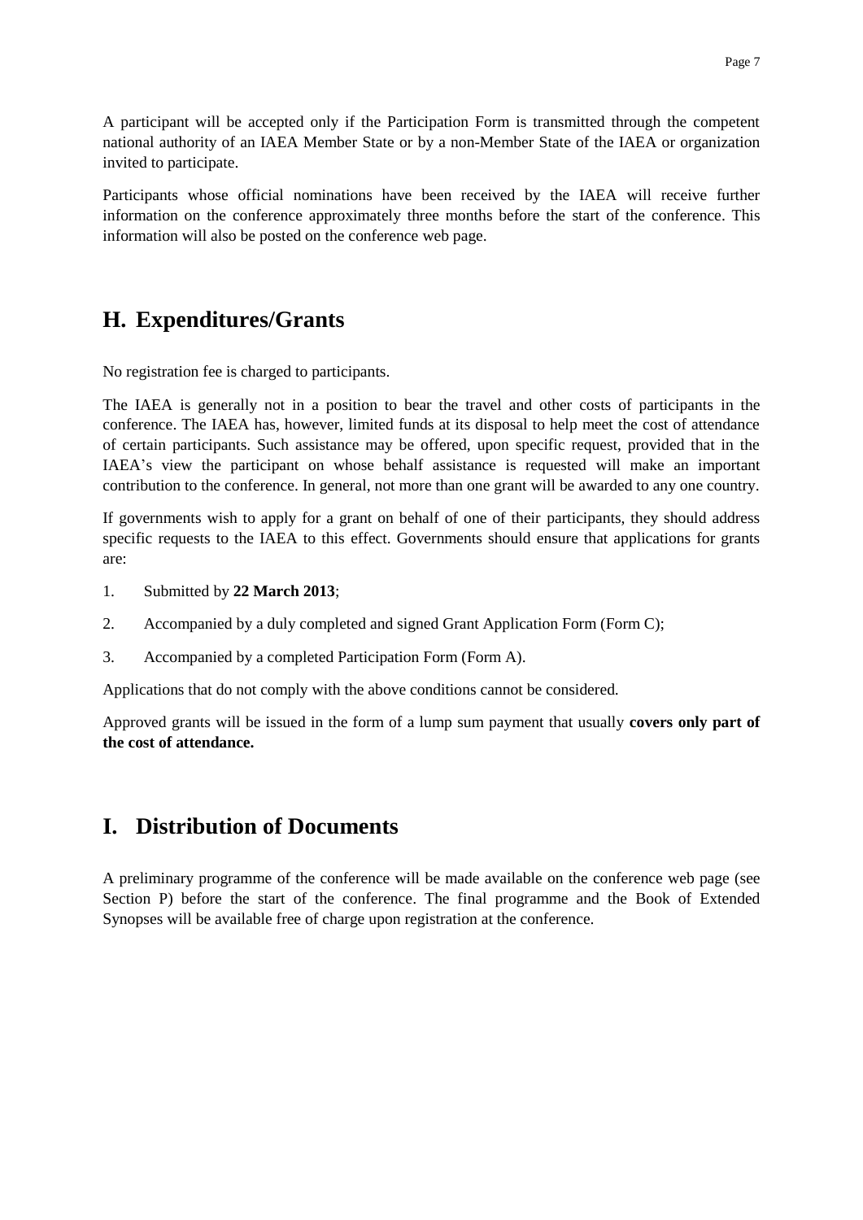A participant will be accepted only if the Participation Form is transmitted through the competent national authority of an IAEA Member State or by a non-Member State of the IAEA or organization invited to participate.

Participants whose official nominations have been received by the IAEA will receive further information on the conference approximately three months before the start of the conference. This information will also be posted on the conference web page.

## H. Expenditures/Grants

No registration fee is charged to participants.

The IAEA is generally not in a position to bear the travel and other costs of participants in the conference. The IAEA has, however, limited funds at its disposal to help meet the cost of attendance of certain participants. Such assistance may be offered, upon specific request, provided that in the IAEA's view the participant on whose behalf assistance is requested will make an important contribution to the conference. In general, not more than one grant will be awarded to any one country.

If governments wish to apply for a grant on behalf of one of their participants, they should address specific requests to the IAEA to this effect. Governments should ensure that applications for grants are:

1. Submitted by **22 March 2013**;
2. Accompanied by a duly completed and signed Grant Application Form (Form C);
3. Accompanied by a completed Participation Form (Form A).

Applications that do not comply with the above conditions cannot be considered.

Approved grants will be issued in the form of a lump sum payment that usually **covers only part of the cost of attendance.**

## I. Distribution of Documents

A preliminary programme of the conference will be made available on the conference web page (see Section P) before the start of the conference. The final programme and the Book of Extended Synopses will be available free of charge upon registration at the conference.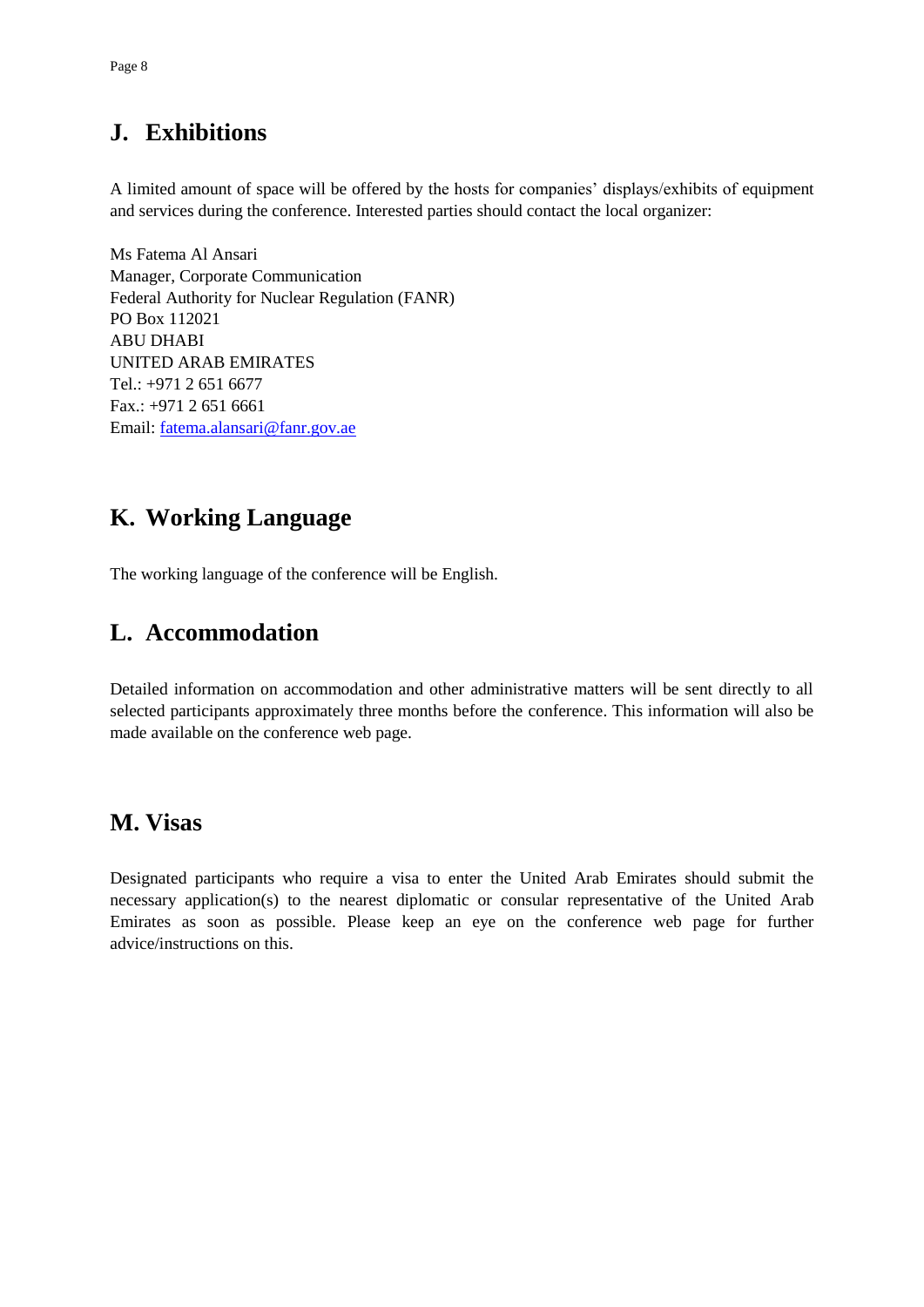## J. Exhibitions

A limited amount of space will be offered by the hosts for companies' displays/exhibits of equipment and services during the conference. Interested parties should contact the local organizer:

Ms Fatema Al Ansari
Manager, Corporate Communication
Federal Authority for Nuclear Regulation (FANR)
PO Box 112021
ABU DHABI
UNITED ARAB EMIRATES
Tel.: +971 2 651 6677
Fax.: +971 2 651 6661
Email: fatema.alansari@fanr.gov.ae

## K. Working Language

The working language of the conference will be English.

## L. Accommodation

Detailed information on accommodation and other administrative matters will be sent directly to all selected participants approximately three months before the conference. This information will also be made available on the conference web page.

## M. Visas

Designated participants who require a visa to enter the United Arab Emirates should submit the necessary application(s) to the nearest diplomatic or consular representative of the United Arab Emirates as soon as possible. Please keep an eye on the conference web page for further advice/instructions on this.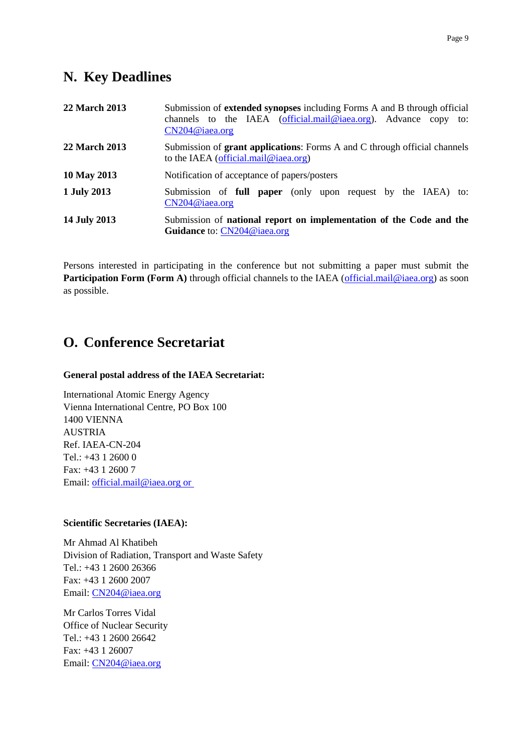## N. Key Deadlines

| | |
|---|---|
| **22 March 2013** | Submission of **extended synopses** including Forms A and B through official channels to the IAEA (official.mail@iaea.org). Advance copy to: CN204@iaea.org |
| **22 March 2013** | Submission of **grant applications**: Forms A and C through official channels to the IAEA (official.mail@iaea.org) |
| **10 May 2013** | Notification of acceptance of papers/posters |
| **1 July 2013** | Submission of **full paper** (only upon request by the IAEA) to: CN204@iaea.org |
| **14 July 2013** | Submission of **national report on implementation of the Code and the Guidance** to: CN204@iaea.org |

Persons interested in participating in the conference but not submitting a paper must submit the **Participation Form (Form A)** through official channels to the IAEA (official.mail@iaea.org) as soon as possible.

## O. Conference Secretariat

**General postal address of the IAEA Secretariat:**

International Atomic Energy Agency
Vienna International Centre, PO Box 100
1400 VIENNA
AUSTRIA
Ref. IAEA-CN-204
Tel.: +43 1 2600 0
Fax: +43 1 2600 7
Email: official.mail@iaea.org or

**Scientific Secretaries (IAEA):**

Mr Ahmad Al Khatibeh
Division of Radiation, Transport and Waste Safety
Tel.: +43 1 2600 26366
Fax: +43 1 2600 2007
Email: CN204@iaea.org

Mr Carlos Torres Vidal
Office of Nuclear Security
Tel.: +43 1 2600 26642
Fax: +43 1 26007
Email: CN204@iaea.org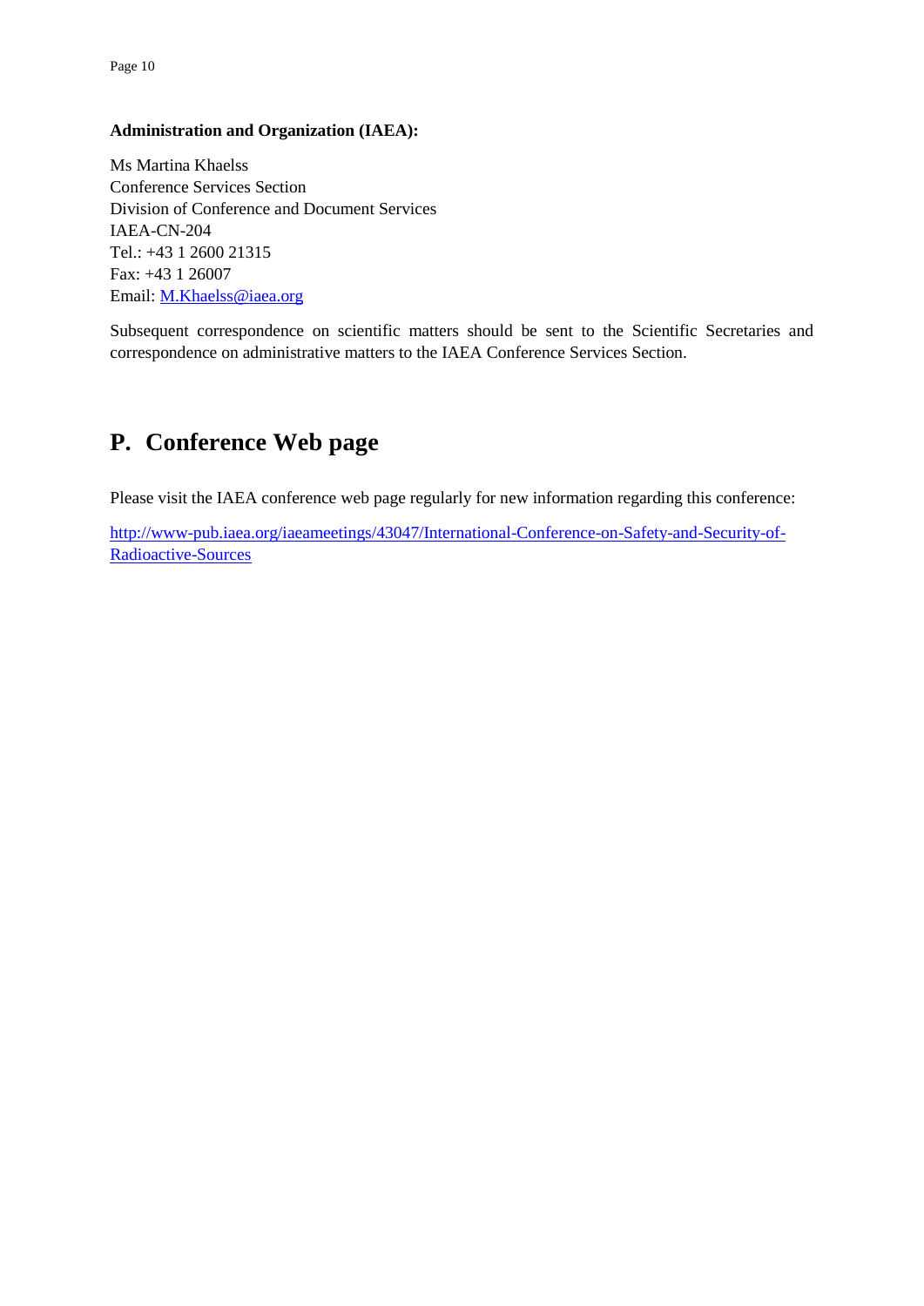**Administration and Organization (IAEA):**

Ms Martina Khaelss
Conference Services Section
Division of Conference and Document Services
IAEA-CN-204
Tel.: +43 1 2600 21315
Fax: +43 1 26007
Email: M.Khaelss@iaea.org

Subsequent correspondence on scientific matters should be sent to the Scientific Secretaries and correspondence on administrative matters to the IAEA Conference Services Section.

## P. Conference Web page

Please visit the IAEA conference web page regularly for new information regarding this conference:

http://www-pub.iaea.org/iaeameetings/43047/International-Conference-on-Safety-and-Security-of-Radioactive-Sources